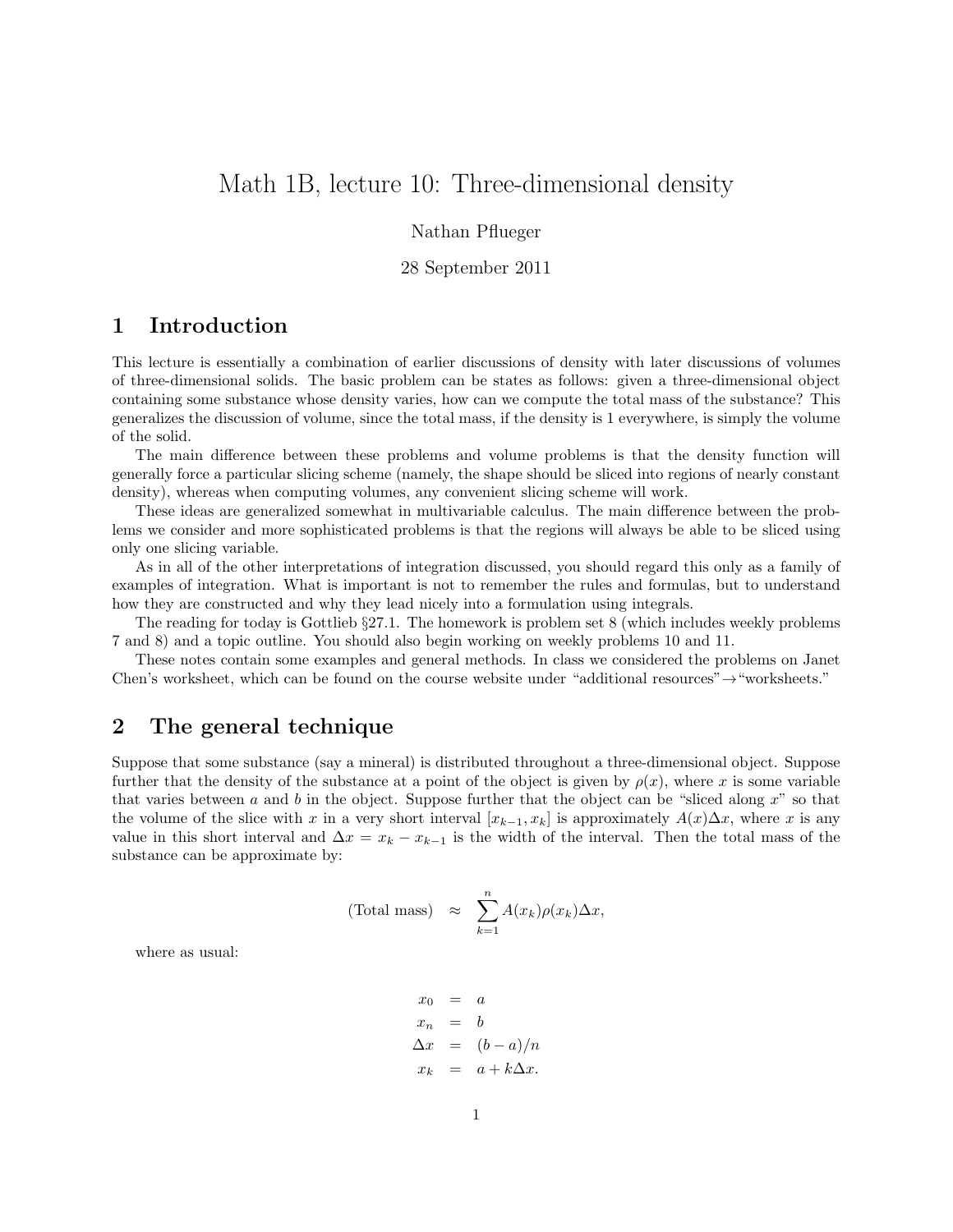# Math 1B, lecture 10: Three-dimensional density

Nathan Pflueger

28 September 2011

## 1 Introduction

This lecture is essentially a combination of earlier discussions of density with later discussions of volumes of three-dimensional solids. The basic problem can be states as follows: given a three-dimensional object containing some substance whose density varies, how can we compute the total mass of the substance? This generalizes the discussion of volume, since the total mass, if the density is 1 everywhere, is simply the volume of the solid.

The main difference between these problems and volume problems is that the density function will generally force a particular slicing scheme (namely, the shape should be sliced into regions of nearly constant density), whereas when computing volumes, any convenient slicing scheme will work.

These ideas are generalized somewhat in multivariable calculus. The main difference between the problems we consider and more sophisticated problems is that the regions will always be able to be sliced using only one slicing variable.

As in all of the other interpretations of integration discussed, you should regard this only as a family of examples of integration. What is important is not to remember the rules and formulas, but to understand how they are constructed and why they lead nicely into a formulation using integrals.

The reading for today is Gottlieb §27.1. The homework is problem set 8 (which includes weekly problems 7 and 8) and a topic outline. You should also begin working on weekly problems 10 and 11.

These notes contain some examples and general methods. In class we considered the problems on Janet Chen's worksheet, which can be found on the course website under "additional resources"→"worksheets."

## 2 The general technique

Suppose that some substance (say a mineral) is distributed throughout a three-dimensional object. Suppose further that the density of the substance at a point of the object is given by $\rho(x)$, where $x$ is some variable that varies between $a$ and $b$ in the object. Suppose further that the object can be "sliced along $x$" so that the volume of the slice with $x$ in a very short interval $[x_{k-1}, x_k]$ is approximately $A(x)\Delta x$, where $x$ is any value in this short interval and $\Delta x = x_k - x_{k-1}$ is the width of the interval. Then the total mass of the substance can be approximate by:

$$\text{(Total mass)} \approx \sum_{k=1}^{n} A(x_k)\rho(x_k)\Delta x,$$

where as usual:

$$\begin{aligned} x_0 &= a \\ x_n &= b \\ \Delta x &= (b-a)/n \\ x_k &= a + k\Delta x. \end{aligned}$$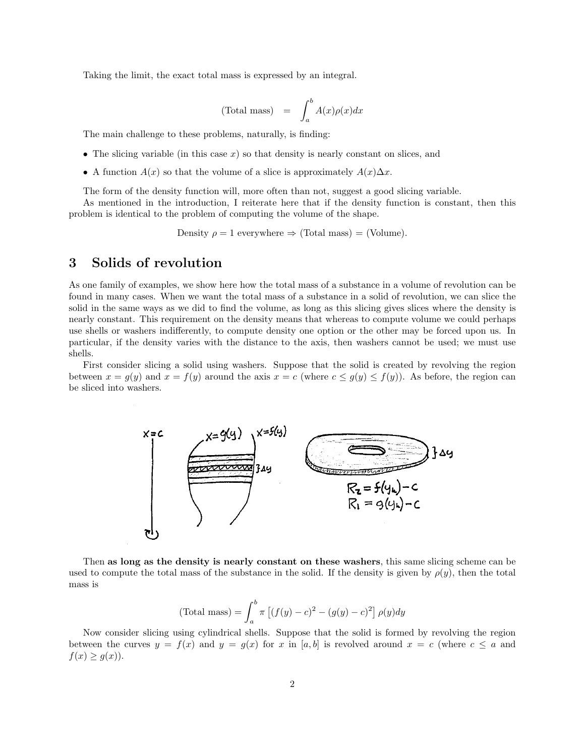Taking the limit, the exact total mass is expressed by an integral.

$$(\text{Total mass}) \quad = \quad \int_a^b A(x)\rho(x)dx$$

The main challenge to these problems, naturally, is finding:

- The slicing variable (in this case $x$) so that density is nearly constant on slices, and
- A function $A(x)$ so that the volume of a slice is approximately $A(x)\Delta x$.

The form of the density function will, more often than not, suggest a good slicing variable.

As mentioned in the introduction, I reiterate here that if the density function is constant, then this problem is identical to the problem of computing the volume of the shape.

$$\text{Density } \rho = 1 \text{ everywhere} \Rightarrow (\text{Total mass}) = (\text{Volume}).$$

# 3 Solids of revolution

As one family of examples, we show here how the total mass of a substance in a volume of revolution can be found in many cases. When we want the total mass of a substance in a solid of revolution, we can slice the solid in the same ways as we did to find the volume, as long as this slicing gives slices where the density is nearly constant. This requirement on the density means that whereas to compute volume we could perhaps use shells or washers indifferently, to compute density one option or the other may be forced upon us. In particular, if the density varies with the distance to the axis, then washers cannot be used; we must use shells.

First consider slicing a solid using washers. Suppose that the solid is created by revolving the region between $x = g(y)$ and $x = f(y)$ around the axis $x = c$ (where $c \leq g(y) \leq f(y)$). As before, the region can be sliced into washers.

Then **as long as the density is nearly constant on these washers**, this same slicing scheme can be used to compute the total mass of the substance in the solid. If the density is given by $\rho(y)$, then the total mass is

$$(\text{Total mass}) = \int_a^b \pi \left[ (f(y) - c)^2 - (g(y) - c)^2 \right] \rho(y) dy$$

Now consider slicing using cylindrical shells. Suppose that the solid is formed by revolving the region between the curves $y = f(x)$ and $y = g(x)$ for $x$ in $[a, b]$ is revolved around $x = c$ (where $c \leq a$ and $f(x) \geq g(x)$).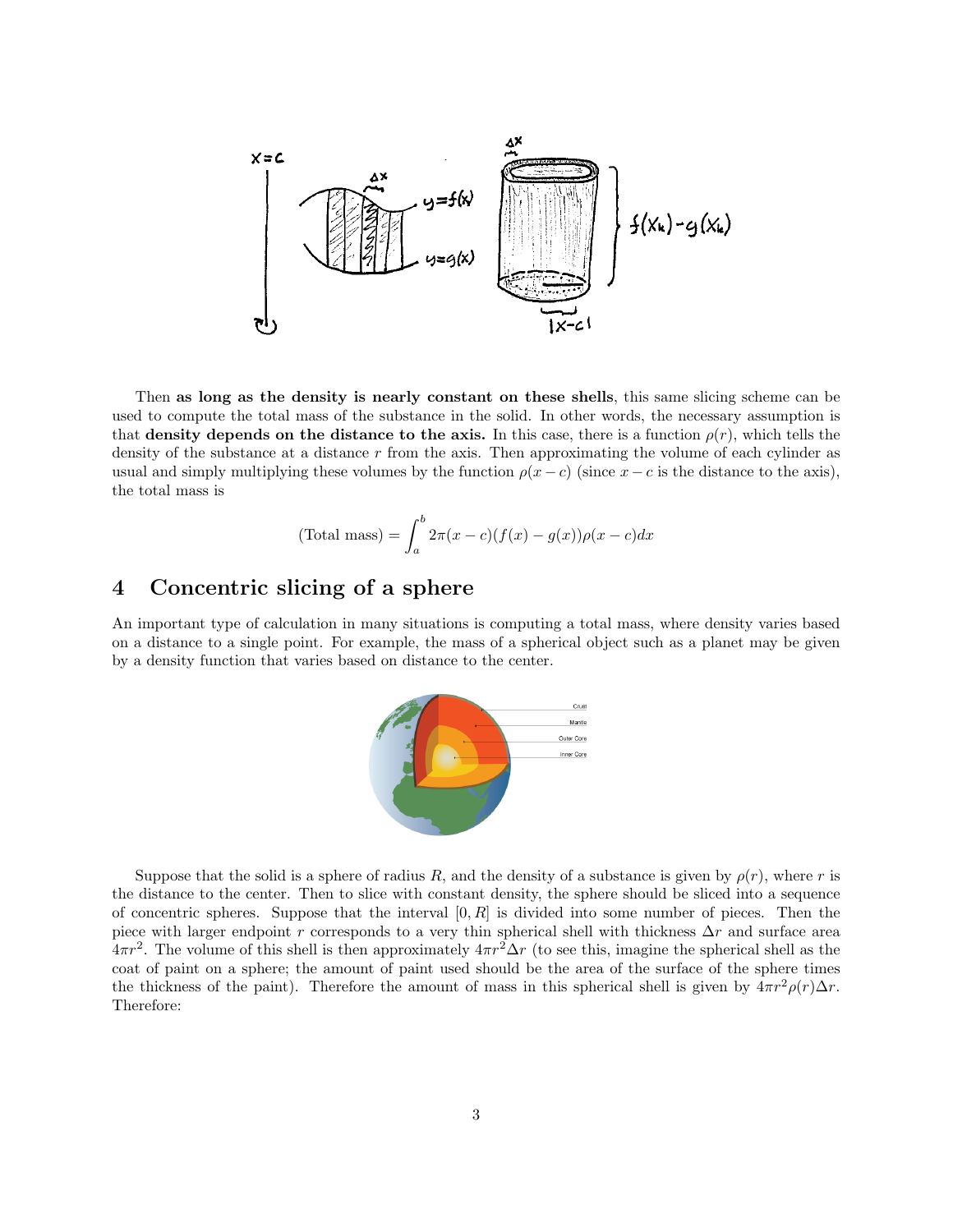Then **as long as the density is nearly constant on these shells**, this same slicing scheme can be used to compute the total mass of the substance in the solid. In other words, the necessary assumption is that **density depends on the distance to the axis.** In this case, there is a function $\rho(r)$, which tells the density of the substance at a distance $r$ from the axis. Then approximating the volume of each cylinder as usual and simply multiplying these volumes by the function $\rho(x-c)$ (since $x-c$ is the distance to the axis), the total mass is

$$(\text{Total mass}) = \int_a^b 2\pi(x-c)(f(x)-g(x))\rho(x-c)dx$$

## 4 Concentric slicing of a sphere

An important type of calculation in many situations is computing a total mass, where density varies based on a distance to a single point. For example, the mass of a spherical object such as a planet may be given by a density function that varies based on distance to the center.

Suppose that the solid is a sphere of radius $R$, and the density of a substance is given by $\rho(r)$, where $r$ is the distance to the center. Then to slice with constant density, the sphere should be sliced into a sequence of concentric spheres. Suppose that the interval $[0, R]$ is divided into some number of pieces. Then the piece with larger endpoint $r$ corresponds to a very thin spherical shell with thickness $\Delta r$ and surface area $4\pi r^2$. The volume of this shell is then approximately $4\pi r^2 \Delta r$ (to see this, imagine the spherical shell as the coat of paint on a sphere; the amount of paint used should be the area of the surface of the sphere times the thickness of the paint). Therefore the amount of mass in this spherical shell is given by $4\pi r^2 \rho(r)\Delta r$. Therefore: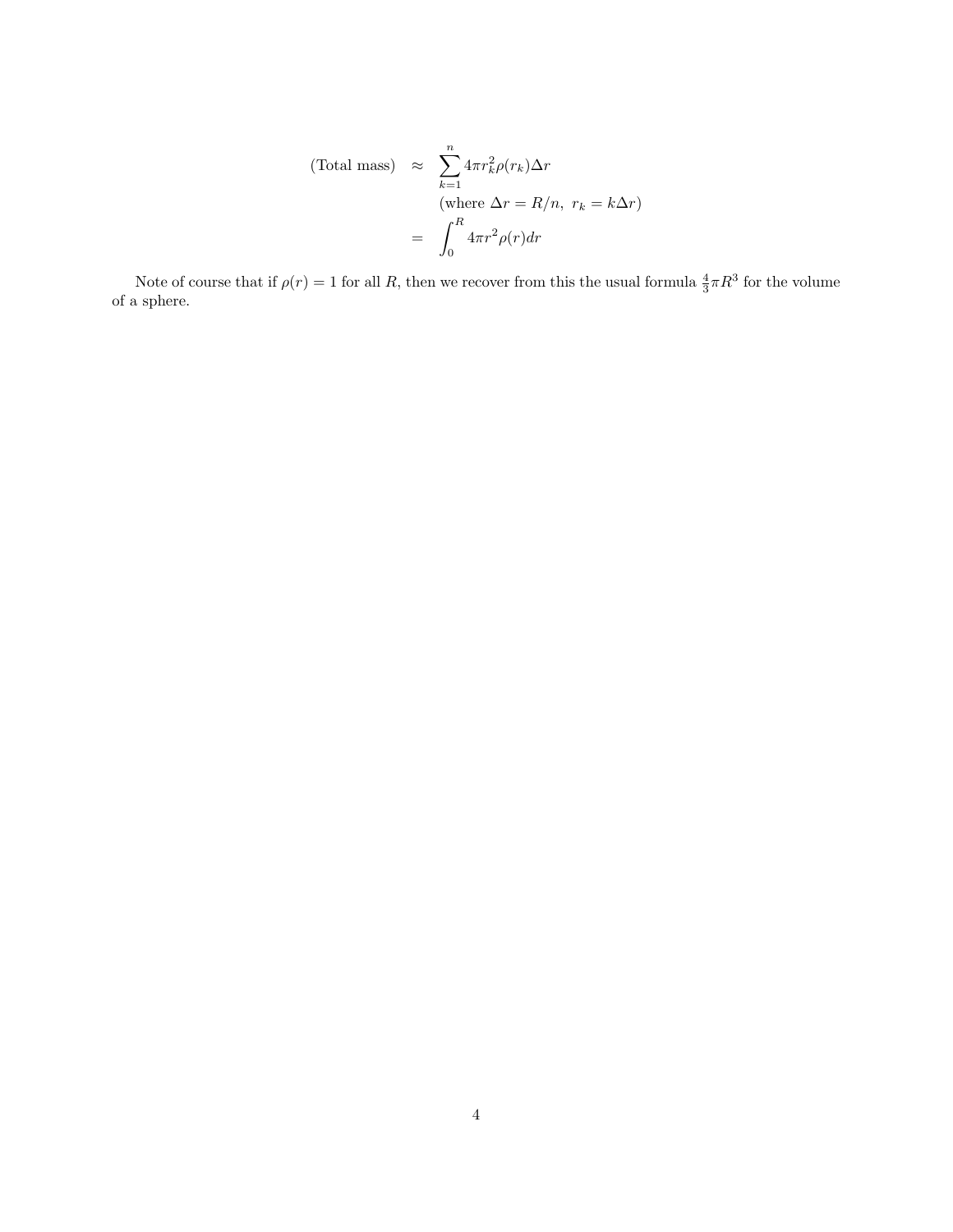$$
\begin{aligned}
(\text{Total mass}) &\approx \sum_{k=1}^{n} 4\pi r_k^2 \rho(r_k)\Delta r \\
&\quad (\text{where } \Delta r = R/n,\ r_k = k\Delta r) \\
&= \int_0^R 4\pi r^2 \rho(r)\,dr
\end{aligned}
$$

Note of course that if $\rho(r) = 1$ for all $R$, then we recover from this the usual formula $\frac{4}{3}\pi R^3$ for the volume of a sphere.